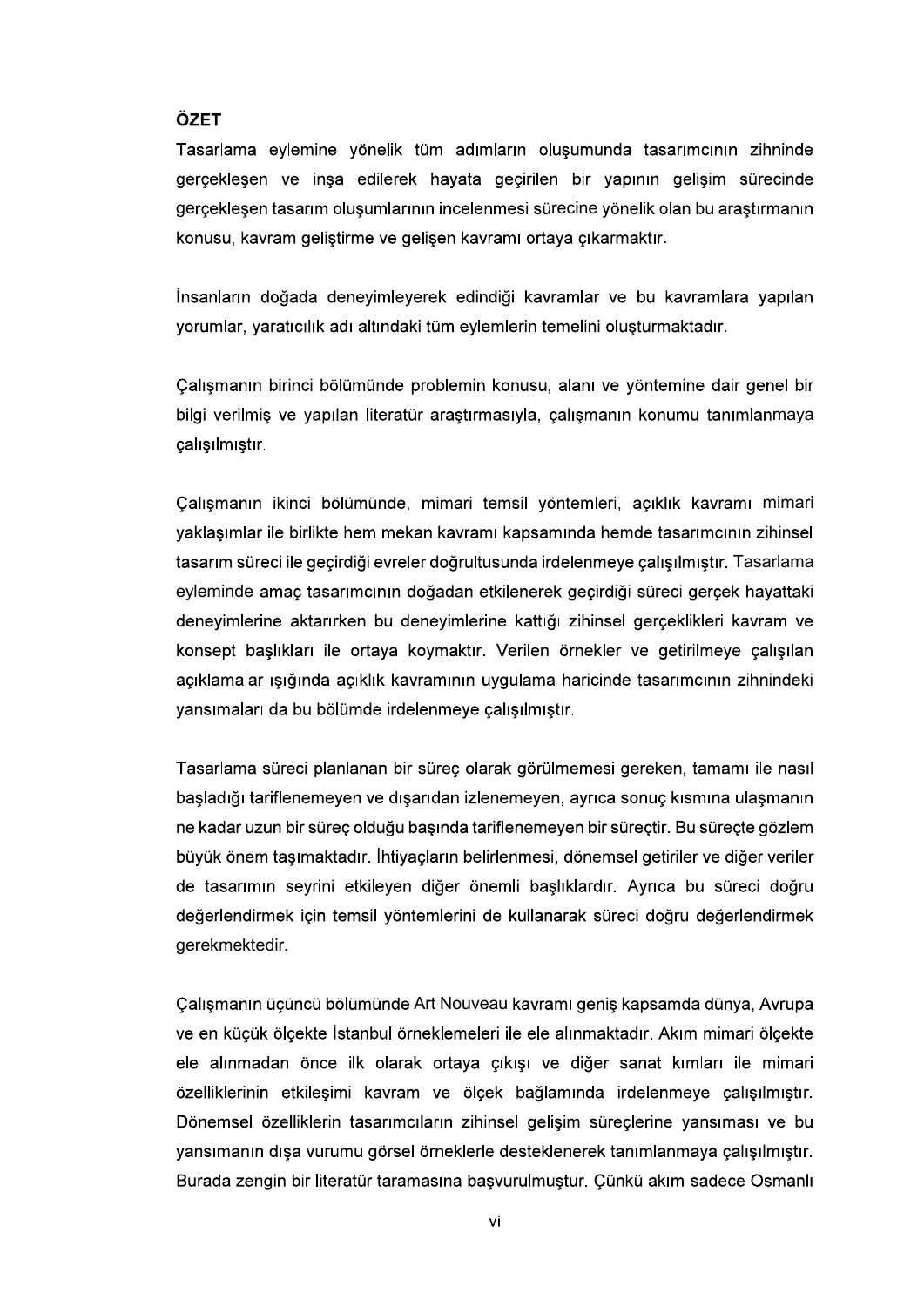## ÖZET

Tasarlama eylemine yönelik tüm adımların oluşumunda tasarımcının zihninde gerçekleşen ve inşa edilerek hayata geçirilen bir yapının gelişim sürecinde gerçekleşen tasarım oluşumlarının incelenmesi sürecine yönelik olan bu araştırmanın konusu, kavram geliştirme ve gelişen kavramı ortaya çıkarmaktır.

İnsanların doğada deneyimleyerek edindiği kavramlar ve bu kavramlara yapılan yorumlar, yaratıcılık adı altındaki tüm eylemlerin temelini oluşturmaktadır.

Çalışmanın birinci bölümünde problemin konusu, alanı ve yöntemine dair genel bir bilgi verilmiş ve yapılan literatür araştırmasıyla, çalışmanın konumu tanımlanmaya çalışılmıştır.

Çalışmanın ikinci bölümünde, mimari temsil yöntemleri, açıklık kavramı mimari yaklaşımlar ile birlikte hem mekan kavramı kapsamında hemde tasarımcının zihinsel tasarım süreci ile geçirdiği evreler doğrultusunda irdelenmeye çalışılmıştır. Tasarlama eyleminde amaç tasarımcının doğadan etkilenerek geçirdiği süreci gerçek hayattaki deneyimlerine aktarırken bu deneyimlerine kattığı zihinsel gerçeklikleri kavram ve konsept başlıkları ile ortaya koymaktır. Verilen örnekler ve getirilmeye çalışılan açıklamalar ışığında açıklık kavramının uygulama haricinde tasarımcının zihnindeki yansımaları da bu bölümde irdelenmeye çalışılmıştır.

Tasarlama süreci planlanan bir süreç olarak görülmemesi gereken, tamamı ile nasıl başladığı tariflenemeyen ve dışarıdan izlenemeyen, ayrıca sonuç kısmına ulaşmanın ne kadar uzun bir süreç olduğu başında tariflenemeyen bir süreçtir. Bu süreçte gözlem büyük önem taşımaktadır. İhtiyaçların belirlenmesi, dönemsel getiriler ve diğer veriler de tasarımın seyrini etkileyen diğer önemli başlıklardır. Ayrıca bu süreci doğru değerlendirmek için temsil yöntemlerini de kullanarak süreci doğru değerlendirmek gerekmektedir.

Çalışmanın üçüncü bölümünde Art Nouveau kavramı geniş kapsamda dünya, Avrupa ve en küçük ölçekte İstanbul örneklemeleri ile ele alınmaktadır. Akım mimari ölçekte ele alınmadan önce ilk olarak ortaya çıkışı ve diğer sanat kımları ile mimari özelliklerinin etkileşimi kavram ve ölçek bağlamında irdelenmeye çalışılmıştır. Dönemsel özelliklerin tasarımcıların zihinsel gelişim süreçlerine yansıması ve bu yansımanın dışa vurumu görsel örneklerle desteklenerek tanımlanmaya çalışılmıştır. Burada zengin bir literatür taramasına başvurulmuştur. Çünkü akım sadece Osmanlı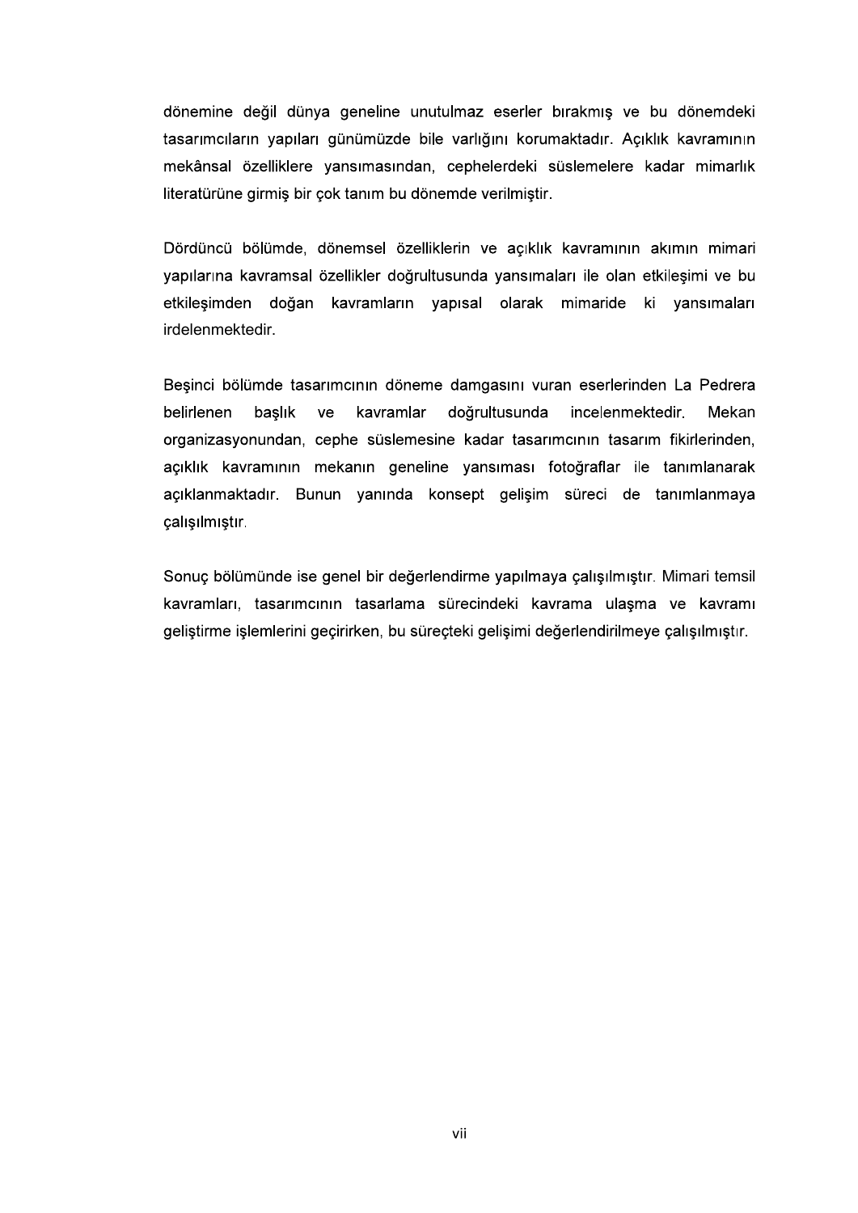dönemine değil dünya geneline unutulmaz eserler bırakmış ve bu dönemdeki tasarımcıların yapıları günümüzde bile varlığını korumaktadır. Açıklık kavramının mekânsal özelliklere yansımasından, cephelerdeki süslemelere kadar mimarlık literatürüne girmiş bir çok tanım bu dönemde verilmiştir.

Dördüncü bölümde, dönemsel özelliklerin ve açıklık kavramının akımın mimari yapılarına kavramsal özellikler doğrultusunda yansımaları ile olan etkileşimi ve bu etkileşimden doğan kavramların yapısal olarak mimaride ki yansımaları irdelenmektedir.

Beşinci bölümde tasarımcının döneme damgasını vuran eserlerinden La Pedrera belirlenen başlık ve kavramlar doğrultusunda incelenmektedir. Mekan organizasyonundan, cephe süslemesine kadar tasarımcının tasarım fikirlerinden, açıklık kavramının mekanın geneline yansıması fotoğraflar ile tanımlanarak açıklanmaktadır. Bunun yanında konsept gelişim süreci de tanımlanmaya çalışılmıştır.

Sonuç bölümünde ise genel bir değerlendirme yapılmaya çalışılmıştır. Mimari temsil kavramları, tasarımcının tasarlama sürecindeki kavrama ulaşma ve kavramı geliştirme işlemlerini geçirirken, bu süreçteki gelişimi değerlendirilmeye çalışılmıştır.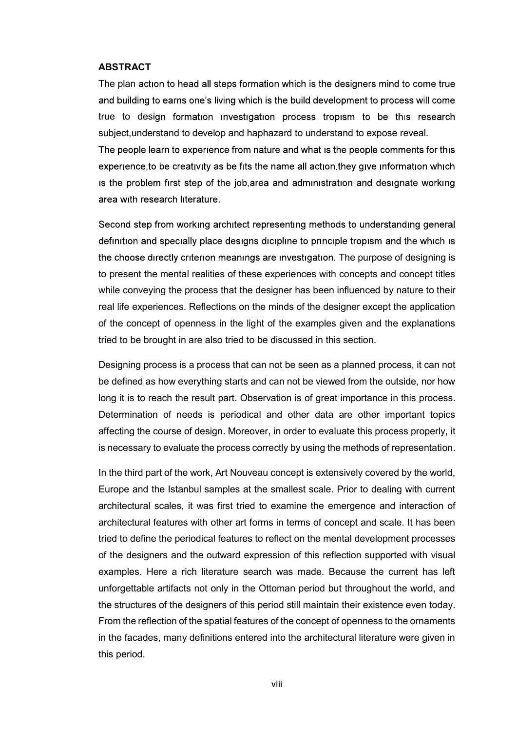### ABSTRACT

The plan actıon to head all steps formation which is the designers mind to come true and building to earns one's living which is the build development to process will come true to design formatıon ınvestıgatıon process tropısm to be thıs research subject,understand to develop and haphazard to understand to expose reveal.

The people learn to experıence from nature and what ıs the people comments for thıs experıence,to be creatıvıty as be fıts the name all actıon.they gıve ınformatıon whıch ıs the problem fırst step of the job,area and admınıstratıon and desıgnate workıng area wıth research lıterature.

Second step from workıng archıtect representıng methods to understandıng general defınıtıon and specıally place desıgns dıcıplıne to prıncıple tropısm and the whıch ıs the choose dırectly crıterıon meanıngs are ınvestıgatıon. The purpose of designing is to present the mental realities of these experiences with concepts and concept titles while conveying the process that the designer has been influenced by nature to their real life experiences. Reflections on the minds of the designer except the application of the concept of openness in the light of the examples given and the explanations tried to be brought in are also tried to be discussed in this section.

Designing process is a process that can not be seen as a planned process, it can not be defined as how everything starts and can not be viewed from the outside, nor how long it is to reach the result part. Observation is of great importance in this process. Determination of needs is periodical and other data are other important topics affecting the course of design. Moreover, in order to evaluate this process properly, it is necessary to evaluate the process correctly by using the methods of representation.

In the third part of the work, Art Nouveau concept is extensively covered by the world, Europe and the Istanbul samples at the smallest scale. Prior to dealing with current architectural scales, it was first tried to examine the emergence and interaction of architectural features with other art forms in terms of concept and scale. It has been tried to define the periodical features to reflect on the mental development processes of the designers and the outward expression of this reflection supported with visual examples. Here a rich literature search was made. Because the current has left unforgettable artifacts not only in the Ottoman period but throughout the world, and the structures of the designers of this period still maintain their existence even today. From the reflection of the spatial features of the concept of openness to the ornaments in the facades, many definitions entered into the architectural literature were given in this period.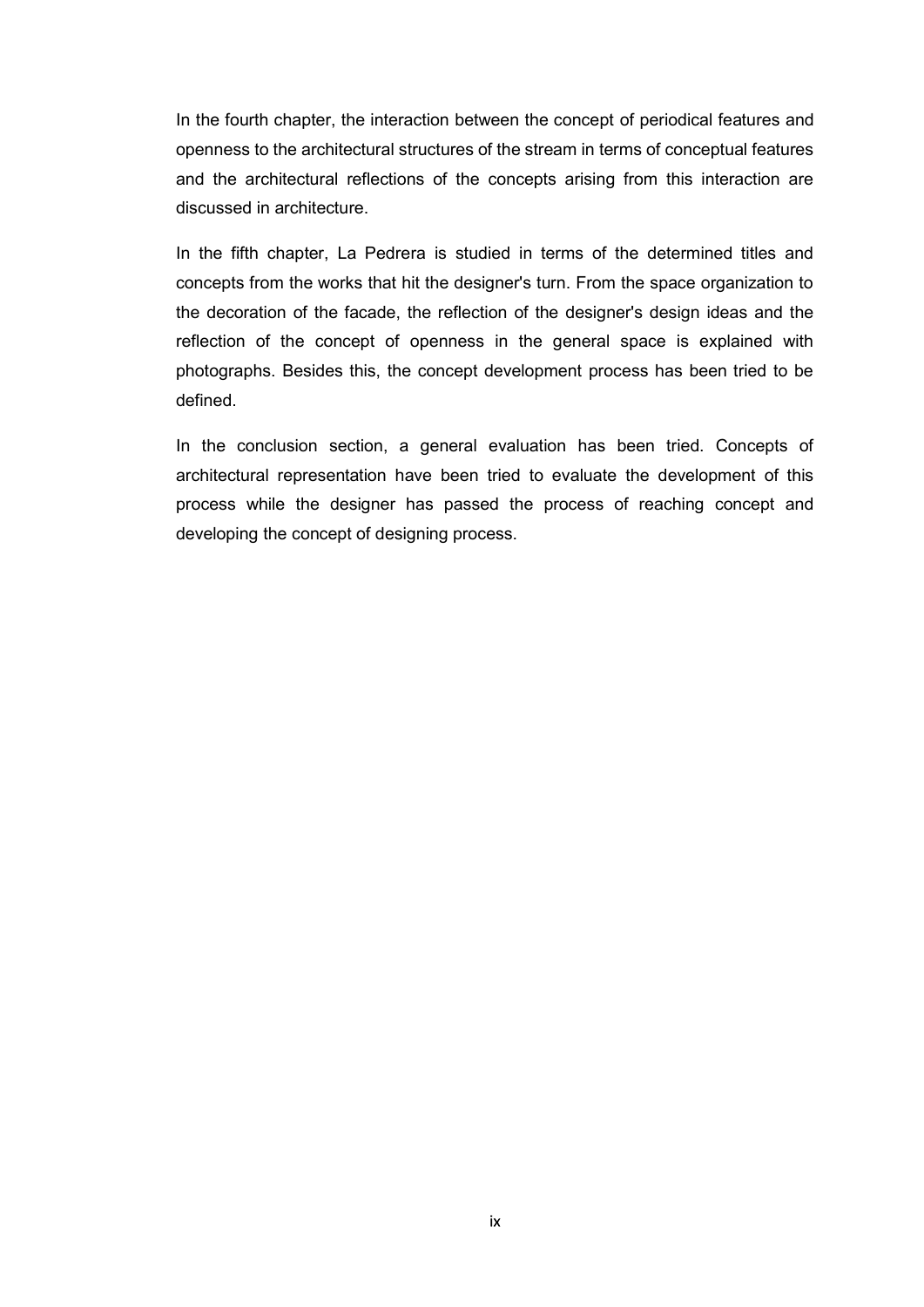In the fourth chapter, the interaction between the concept of periodical features and openness to the architectural structures of the stream in terms of conceptual features and the architectural reflections of the concepts arising from this interaction are discussed in architecture.

In the fifth chapter, La Pedrera is studied in terms of the determined titles and concepts from the works that hit the designer's turn. From the space organization to the decoration of the facade, the reflection of the designer's design ideas and the reflection of the concept of openness in the general space is explained with photographs. Besides this, the concept development process has been tried to be defined.

In the conclusion section, a general evaluation has been tried. Concepts of architectural representation have been tried to evaluate the development of this process while the designer has passed the process of reaching concept and developing the concept of designing process.